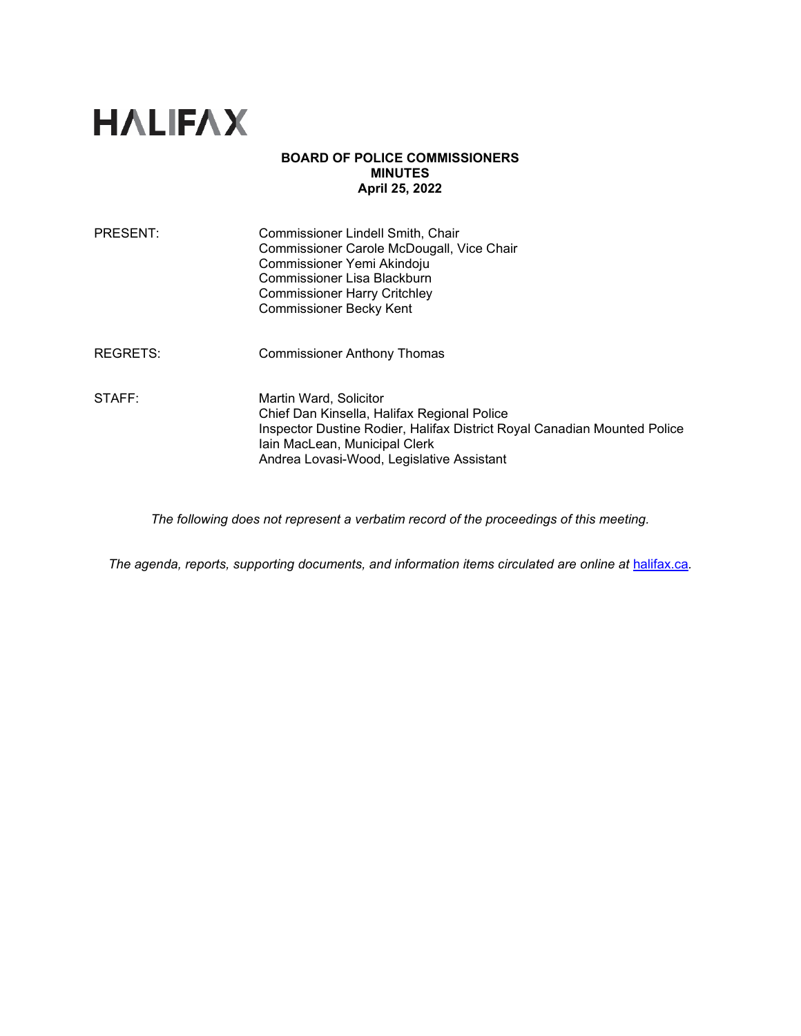# HALIFAX

**BOARD OF POLICE COMMISSIONERS**
**MINUTES**
**April 25, 2022**

PRESENT: Commissioner Lindell Smith, Chair
Commissioner Carole McDougall, Vice Chair
Commissioner Yemi Akindoju
Commissioner Lisa Blackburn
Commissioner Harry Critchley
Commissioner Becky Kent

REGRETS: Commissioner Anthony Thomas

STAFF: Martin Ward, Solicitor
Chief Dan Kinsella, Halifax Regional Police
Inspector Dustine Rodier, Halifax District Royal Canadian Mounted Police
Iain MacLean, Municipal Clerk
Andrea Lovasi-Wood, Legislative Assistant

*The following does not represent a verbatim record of the proceedings of this meeting.*

*The agenda, reports, supporting documents, and information items circulated are online at [halifax.ca](halifax.ca).*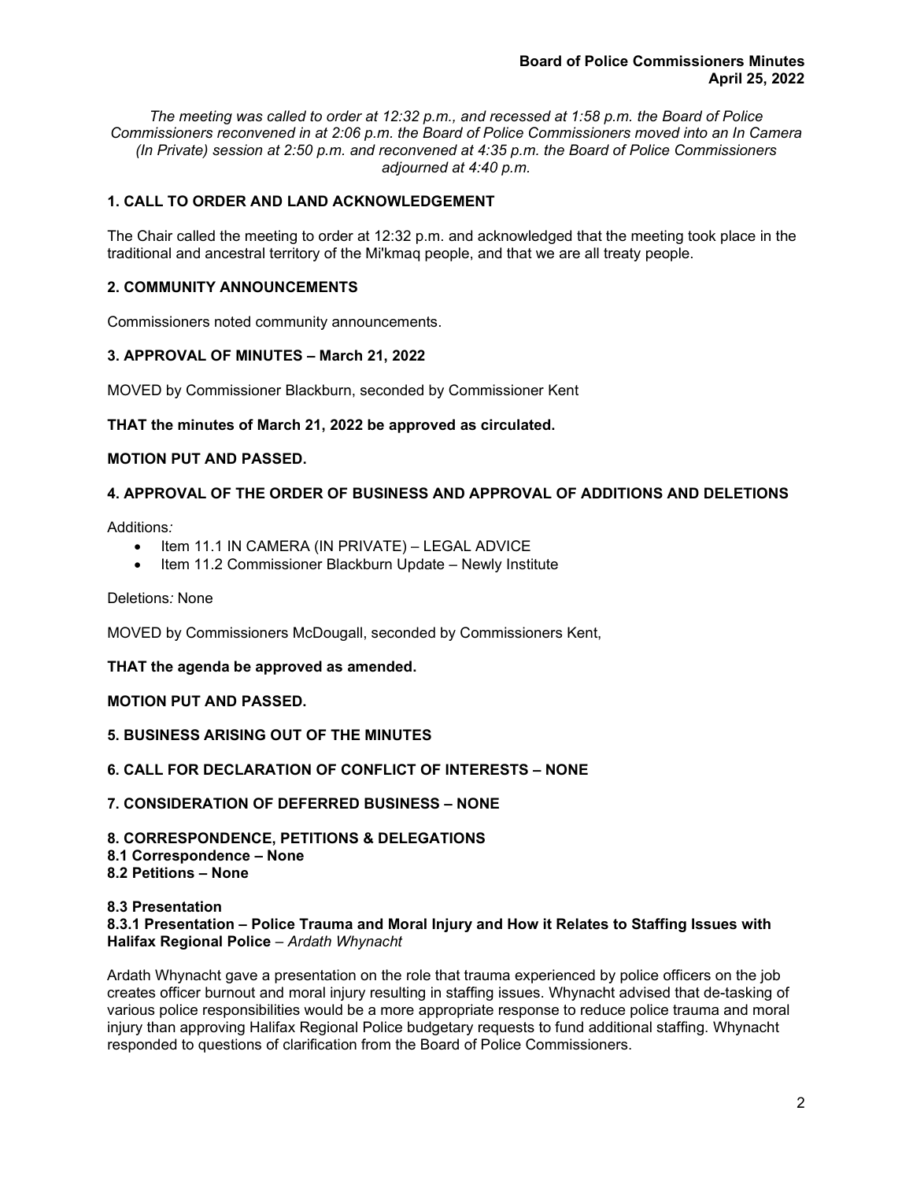*The meeting was called to order at 12:32 p.m., and recessed at 1:58 p.m. the Board of Police Commissioners reconvened in at 2:06 p.m. the Board of Police Commissioners moved into an In Camera (In Private) session at 2:50 p.m. and reconvened at 4:35 p.m. the Board of Police Commissioners adjourned at 4:40 p.m.*

## 1. CALL TO ORDER AND LAND ACKNOWLEDGEMENT

The Chair called the meeting to order at 12:32 p.m. and acknowledged that the meeting took place in the traditional and ancestral territory of the Mi'kmaq people, and that we are all treaty people.

## 2. COMMUNITY ANNOUNCEMENTS

Commissioners noted community announcements.

## 3. APPROVAL OF MINUTES – March 21, 2022

MOVED by Commissioner Blackburn, seconded by Commissioner Kent

**THAT the minutes of March 21, 2022 be approved as circulated.**

**MOTION PUT AND PASSED.**

## 4. APPROVAL OF THE ORDER OF BUSINESS AND APPROVAL OF ADDITIONS AND DELETIONS

Additions*:*

- Item 11.1 IN CAMERA (IN PRIVATE) – LEGAL ADVICE
- Item 11.2 Commissioner Blackburn Update – Newly Institute

Deletions*:* None

MOVED by Commissioners McDougall, seconded by Commissioners Kent,

**THAT the agenda be approved as amended.**

**MOTION PUT AND PASSED.**

## 5. BUSINESS ARISING OUT OF THE MINUTES

## 6. CALL FOR DECLARATION OF CONFLICT OF INTERESTS – NONE

## 7. CONSIDERATION OF DEFERRED BUSINESS – NONE

## 8. CORRESPONDENCE, PETITIONS & DELEGATIONS

**8.1 Correspondence – None**

**8.2 Petitions – None**

### 8.3 Presentation

**8.3.1 Presentation – Police Trauma and Moral Injury and How it Relates to Staffing Issues with Halifax Regional Police** – *Ardath Whynacht*

Ardath Whynacht gave a presentation on the role that trauma experienced by police officers on the job creates officer burnout and moral injury resulting in staffing issues. Whynacht advised that de-tasking of various police responsibilities would be a more appropriate response to reduce police trauma and moral injury than approving Halifax Regional Police budgetary requests to fund additional staffing. Whynacht responded to questions of clarification from the Board of Police Commissioners.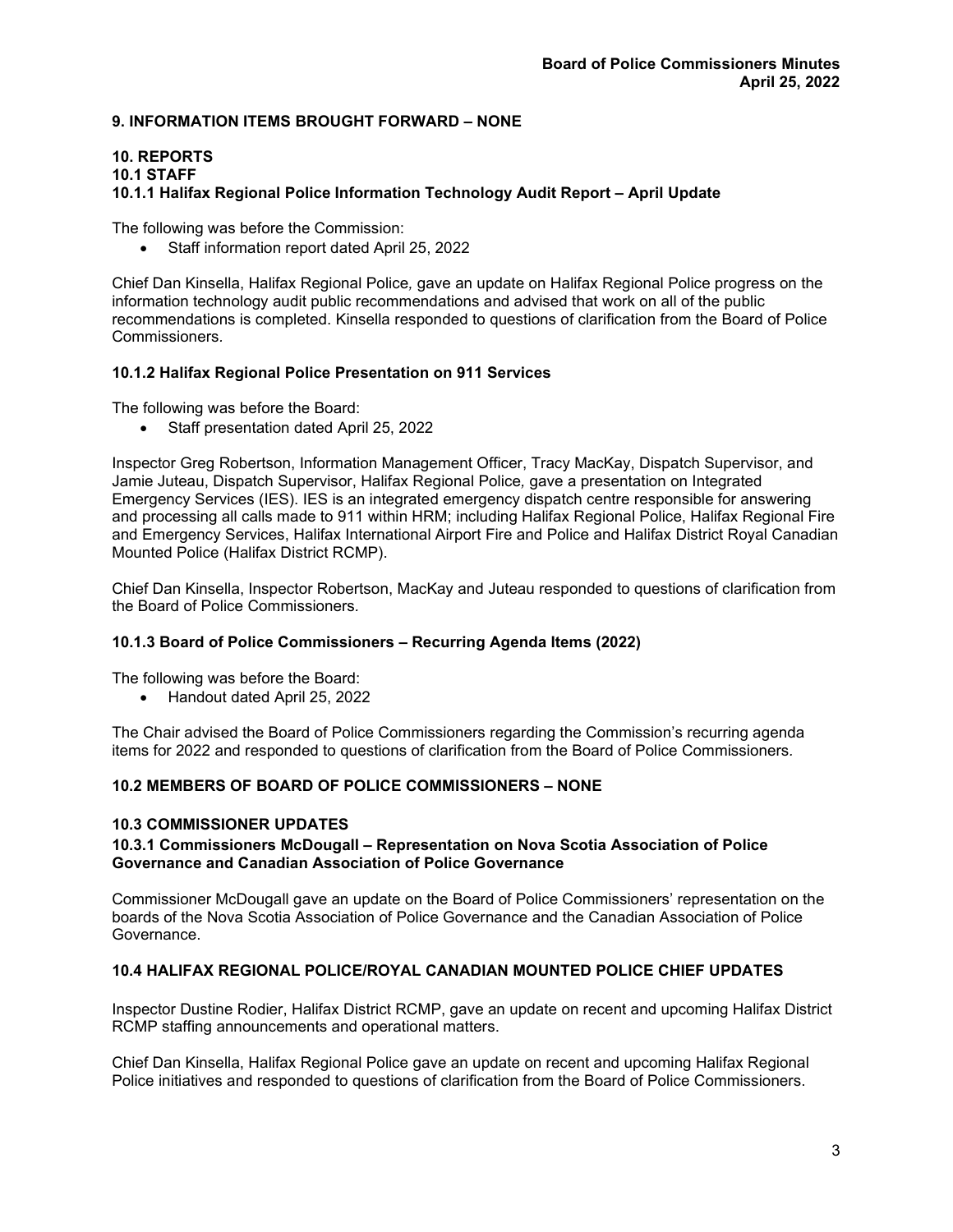## 9. INFORMATION ITEMS BROUGHT FORWARD – NONE

## 10. REPORTS

### 10.1 STAFF

#### 10.1.1 Halifax Regional Police Information Technology Audit Report – April Update

The following was before the Commission:

- Staff information report dated April 25, 2022

Chief Dan Kinsella, Halifax Regional Police*,* gave an update on Halifax Regional Police progress on the information technology audit public recommendations and advised that work on all of the public recommendations is completed. Kinsella responded to questions of clarification from the Board of Police Commissioners*.*

#### 10.1.2 Halifax Regional Police Presentation on 911 Services

The following was before the Board:

- Staff presentation dated April 25, 2022

Inspector Greg Robertson, Information Management Officer, Tracy MacKay, Dispatch Supervisor, and Jamie Juteau, Dispatch Supervisor, Halifax Regional Police*,* gave a presentation on Integrated Emergency Services (IES). IES is an integrated emergency dispatch centre responsible for answering and processing all calls made to 911 within HRM; including Halifax Regional Police, Halifax Regional Fire and Emergency Services, Halifax International Airport Fire and Police and Halifax District Royal Canadian Mounted Police (Halifax District RCMP).

Chief Dan Kinsella, Inspector Robertson, MacKay and Juteau responded to questions of clarification from the Board of Police Commissioners*.*

#### 10.1.3 Board of Police Commissioners – Recurring Agenda Items (2022)

The following was before the Board:

- Handout dated April 25, 2022

The Chair advised the Board of Police Commissioners regarding the Commission's recurring agenda items for 2022 and responded to questions of clarification from the Board of Police Commissioners*.*

### 10.2 MEMBERS OF BOARD OF POLICE COMMISSIONERS – NONE

### 10.3 COMMISSIONER UPDATES

#### 10.3.1 Commissioners McDougall – Representation on Nova Scotia Association of Police Governance and Canadian Association of Police Governance

Commissioner McDougall gave an update on the Board of Police Commissioners' representation on the boards of the Nova Scotia Association of Police Governance and the Canadian Association of Police Governance.

### 10.4 HALIFAX REGIONAL POLICE/ROYAL CANADIAN MOUNTED POLICE CHIEF UPDATES

Inspector Dustine Rodier, Halifax District RCMP, gave an update on recent and upcoming Halifax District RCMP staffing announcements and operational matters.

Chief Dan Kinsella, Halifax Regional Police gave an update on recent and upcoming Halifax Regional Police initiatives and responded to questions of clarification from the Board of Police Commissioners.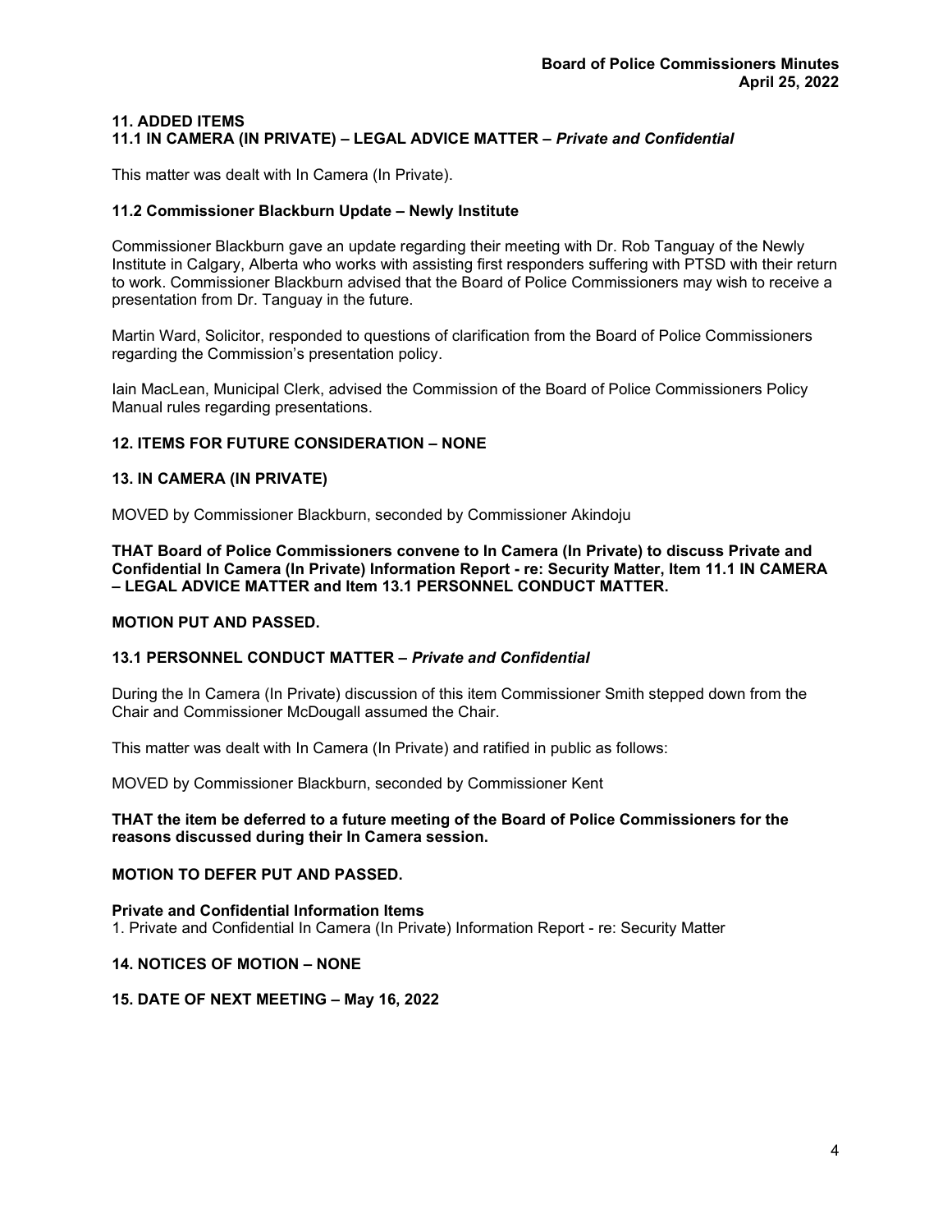## 11. ADDED ITEMS

### 11.1 IN CAMERA (IN PRIVATE) – LEGAL ADVICE MATTER – *Private and Confidential*

This matter was dealt with In Camera (In Private).

### 11.2 Commissioner Blackburn Update – Newly Institute

Commissioner Blackburn gave an update regarding their meeting with Dr. Rob Tanguay of the Newly Institute in Calgary, Alberta who works with assisting first responders suffering with PTSD with their return to work. Commissioner Blackburn advised that the Board of Police Commissioners may wish to receive a presentation from Dr. Tanguay in the future.

Martin Ward, Solicitor, responded to questions of clarification from the Board of Police Commissioners regarding the Commission's presentation policy.

Iain MacLean, Municipal Clerk, advised the Commission of the Board of Police Commissioners Policy Manual rules regarding presentations.

## 12. ITEMS FOR FUTURE CONSIDERATION – NONE

## 13. IN CAMERA (IN PRIVATE)

MOVED by Commissioner Blackburn, seconded by Commissioner Akindoju

**THAT Board of Police Commissioners convene to In Camera (In Private) to discuss Private and Confidential In Camera (In Private) Information Report - re: Security Matter, Item 11.1 IN CAMERA – LEGAL ADVICE MATTER and Item 13.1 PERSONNEL CONDUCT MATTER.**

**MOTION PUT AND PASSED.**

### 13.1 PERSONNEL CONDUCT MATTER – *Private and Confidential*

During the In Camera (In Private) discussion of this item Commissioner Smith stepped down from the Chair and Commissioner McDougall assumed the Chair.

This matter was dealt with In Camera (In Private) and ratified in public as follows:

MOVED by Commissioner Blackburn, seconded by Commissioner Kent

**THAT the item be deferred to a future meeting of the Board of Police Commissioners for the reasons discussed during their In Camera session.**

**MOTION TO DEFER PUT AND PASSED.**

**Private and Confidential Information Items**

1. Private and Confidential In Camera (In Private) Information Report - re: Security Matter

## 14. NOTICES OF MOTION – NONE

## 15. DATE OF NEXT MEETING – May 16, 2022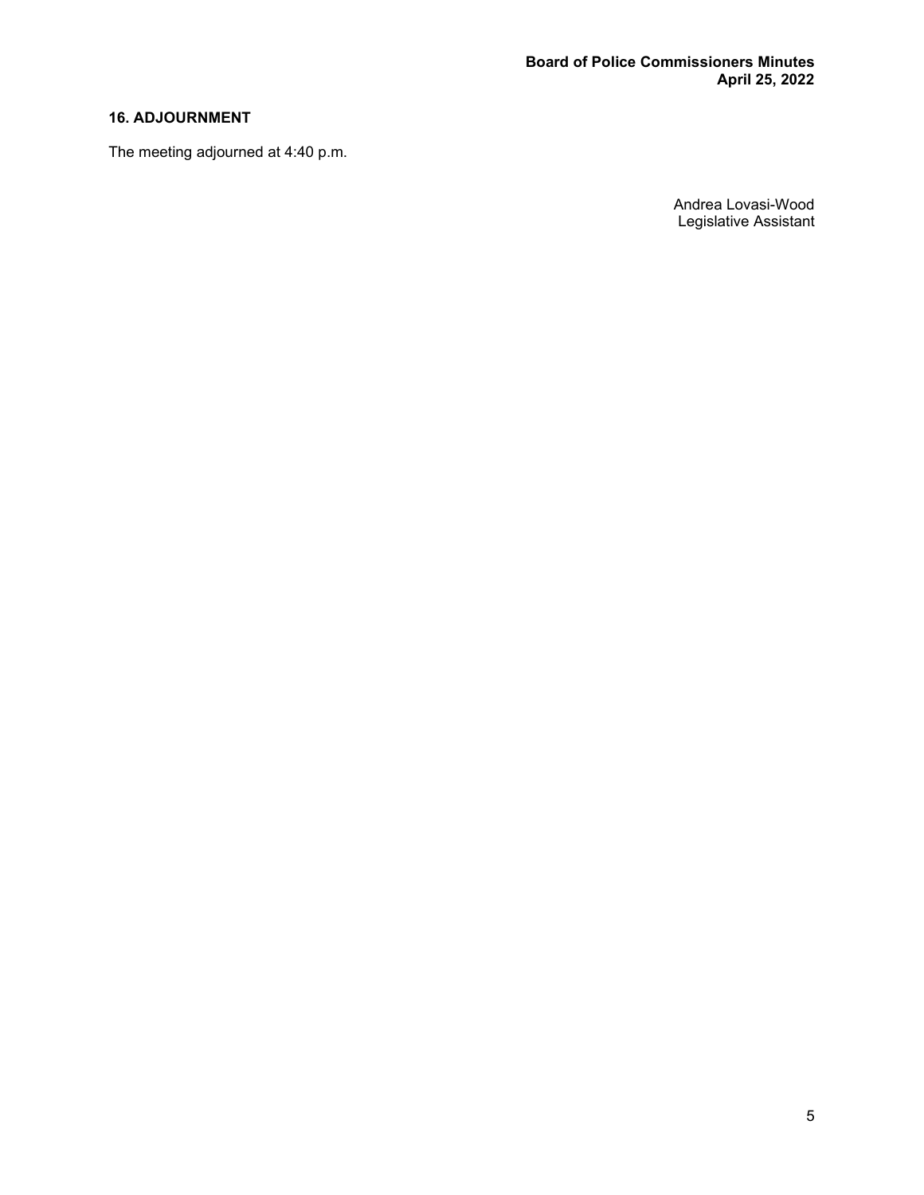**16. ADJOURNMENT**

The meeting adjourned at 4:40 p.m.

Andrea Lovasi-Wood
Legislative Assistant